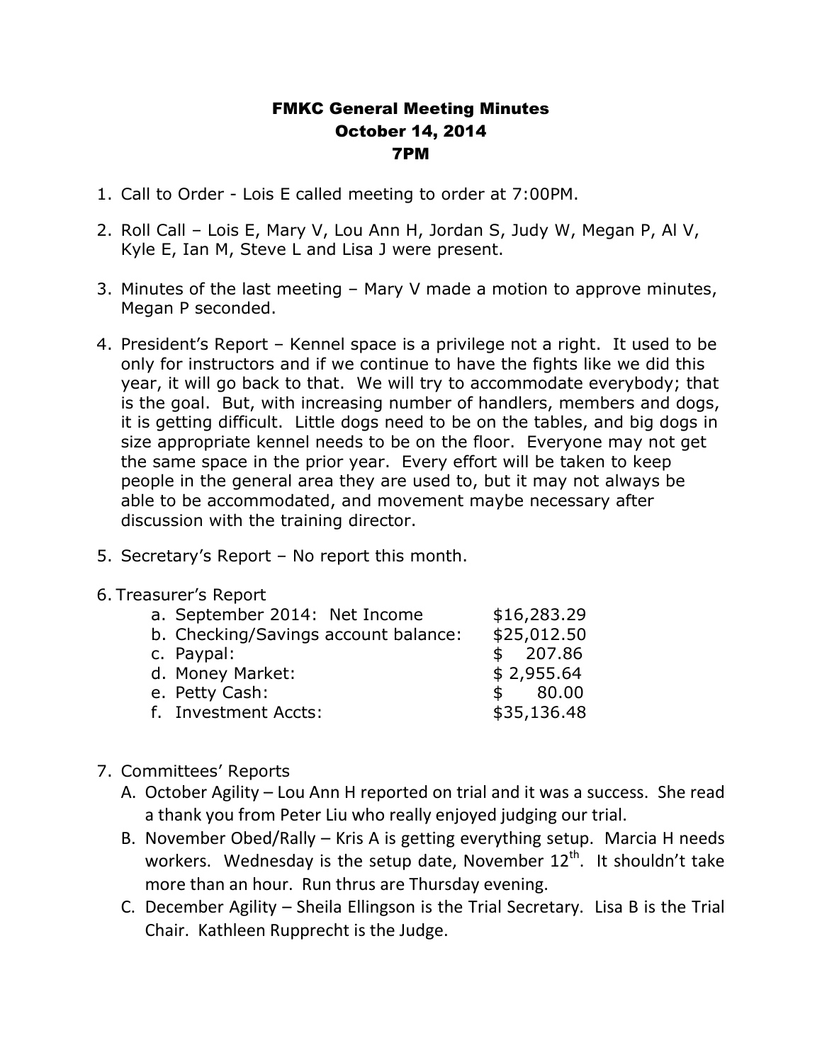# FMKC General Meeting Minutes
## October 14, 2014
## 7PM

1. Call to Order - Lois E called meeting to order at 7:00PM.

2. Roll Call – Lois E, Mary V, Lou Ann H, Jordan S, Judy W, Megan P, Al V, Kyle E, Ian M, Steve L and Lisa J were present.

3. Minutes of the last meeting – Mary V made a motion to approve minutes, Megan P seconded.

4. President's Report – Kennel space is a privilege not a right. It used to be only for instructors and if we continue to have the fights like we did this year, it will go back to that. We will try to accommodate everybody; that is the goal. But, with increasing number of handlers, members and dogs, it is getting difficult. Little dogs need to be on the tables, and big dogs in size appropriate kennel needs to be on the floor. Everyone may not get the same space in the prior year. Every effort will be taken to keep people in the general area they are used to, but it may not always be able to be accommodated, and movement maybe necessary after discussion with the training director.

5. Secretary's Report – No report this month.

6. Treasurer's Report
   a. September 2014: Net Income $16,283.29
   b. Checking/Savings account balance: $25,012.50
   c. Paypal: $ 207.86
   d. Money Market: $ 2,955.64
   e. Petty Cash: $ 80.00
   f. Investment Accts: $35,136.48

7. Committees' Reports
   A. October Agility – Lou Ann H reported on trial and it was a success. She read a thank you from Peter Liu who really enjoyed judging our trial.
   B. November Obed/Rally – Kris A is getting everything setup. Marcia H needs workers. Wednesday is the setup date, November 12th. It shouldn't take more than an hour. Run thrus are Thursday evening.
   C. December Agility – Sheila Ellingson is the Trial Secretary. Lisa B is the Trial Chair. Kathleen Rupprecht is the Judge.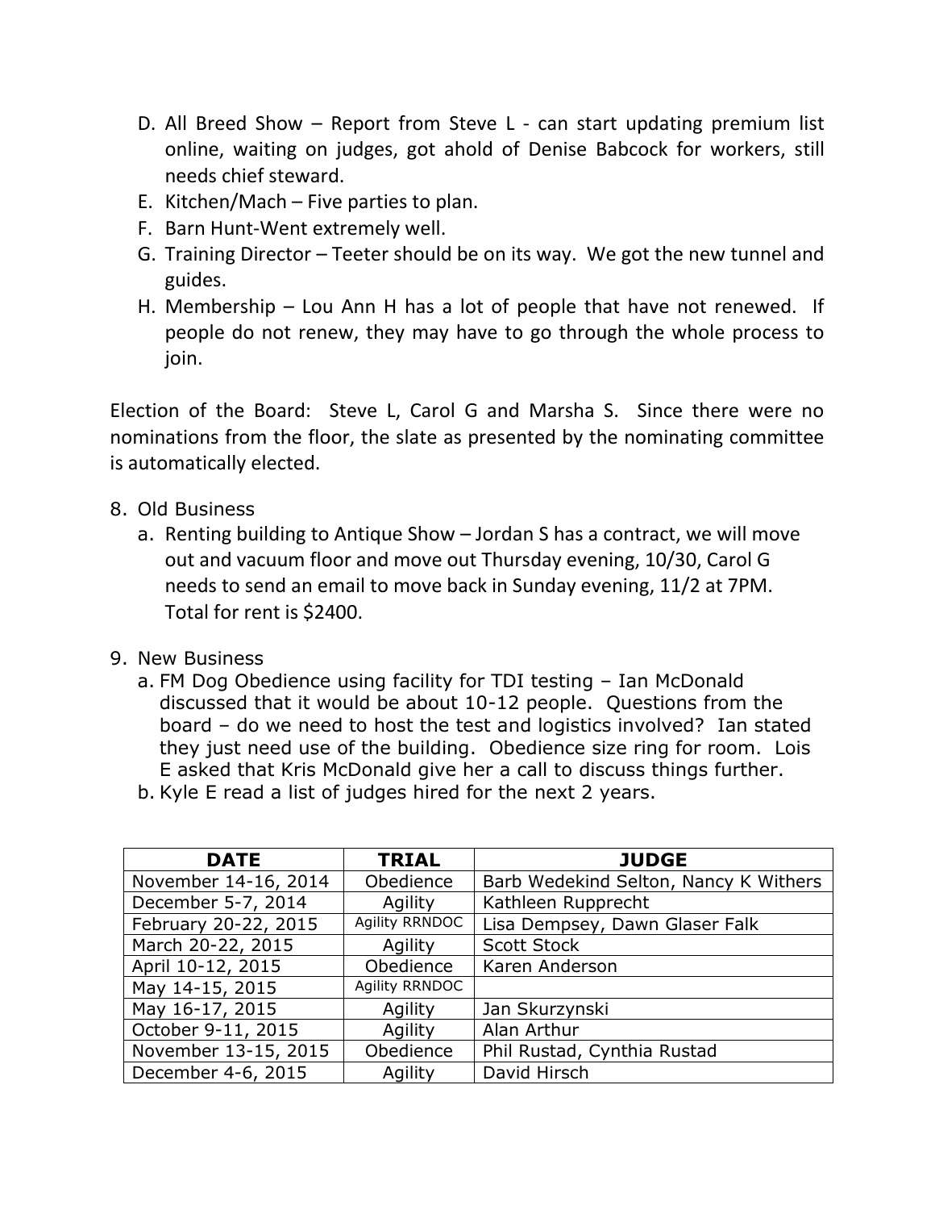D. All Breed Show – Report from Steve L - can start updating premium list online, waiting on judges, got ahold of Denise Babcock for workers, still needs chief steward.
E. Kitchen/Mach – Five parties to plan.
F. Barn Hunt-Went extremely well.
G. Training Director – Teeter should be on its way. We got the new tunnel and guides.
H. Membership – Lou Ann H has a lot of people that have not renewed. If people do not renew, they may have to go through the whole process to join.

Election of the Board: Steve L, Carol G and Marsha S. Since there were no nominations from the floor, the slate as presented by the nominating committee is automatically elected.

8. Old Business
   a. Renting building to Antique Show – Jordan S has a contract, we will move out and vacuum floor and move out Thursday evening, 10/30, Carol G needs to send an email to move back in Sunday evening, 11/2 at 7PM. Total for rent is $2400.

9. New Business
   a. FM Dog Obedience using facility for TDI testing – Ian McDonald discussed that it would be about 10-12 people. Questions from the board – do we need to host the test and logistics involved? Ian stated they just need use of the building. Obedience size ring for room. Lois E asked that Kris McDonald give her a call to discuss things further.
   b. Kyle E read a list of judges hired for the next 2 years.

| DATE | TRIAL | JUDGE |
|---|---|---|
| November 14-16, 2014 | Obedience | Barb Wedekind Selton, Nancy K Withers |
| December 5-7, 2014 | Agility | Kathleen Rupprecht |
| February 20-22, 2015 | Agility RRNDOC | Lisa Dempsey, Dawn Glaser Falk |
| March 20-22, 2015 | Agility | Scott Stock |
| April 10-12, 2015 | Obedience | Karen Anderson |
| May 14-15, 2015 | Agility RRNDOC | |
| May 16-17, 2015 | Agility | Jan Skurzynski |
| October 9-11, 2015 | Agility | Alan Arthur |
| November 13-15, 2015 | Obedience | Phil Rustad, Cynthia Rustad |
| December 4-6, 2015 | Agility | David Hirsch |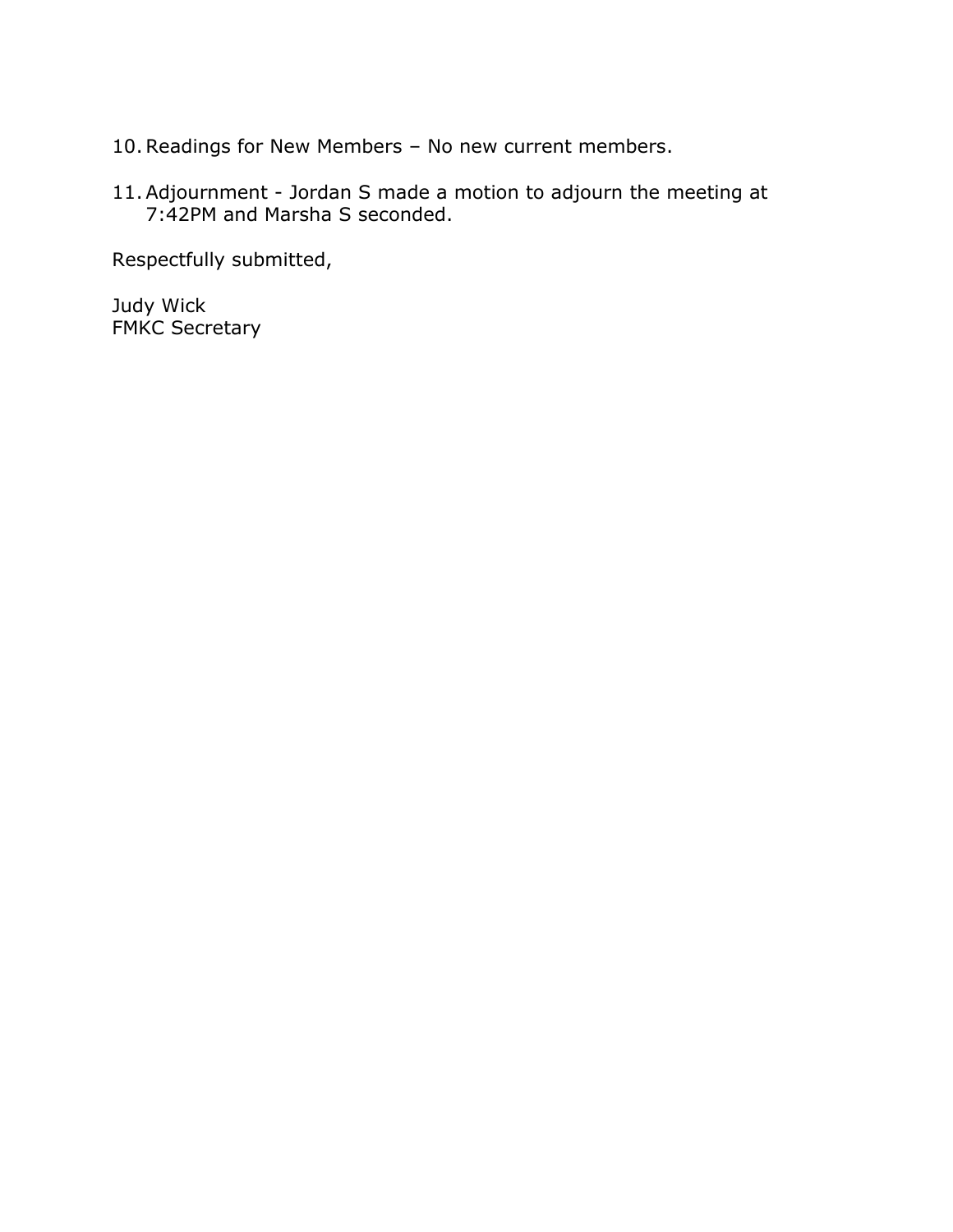10. Readings for New Members – No new current members.

11. Adjournment - Jordan S made a motion to adjourn the meeting at 7:42PM and Marsha S seconded.

Respectfully submitted,

Judy Wick
FMKC Secretary